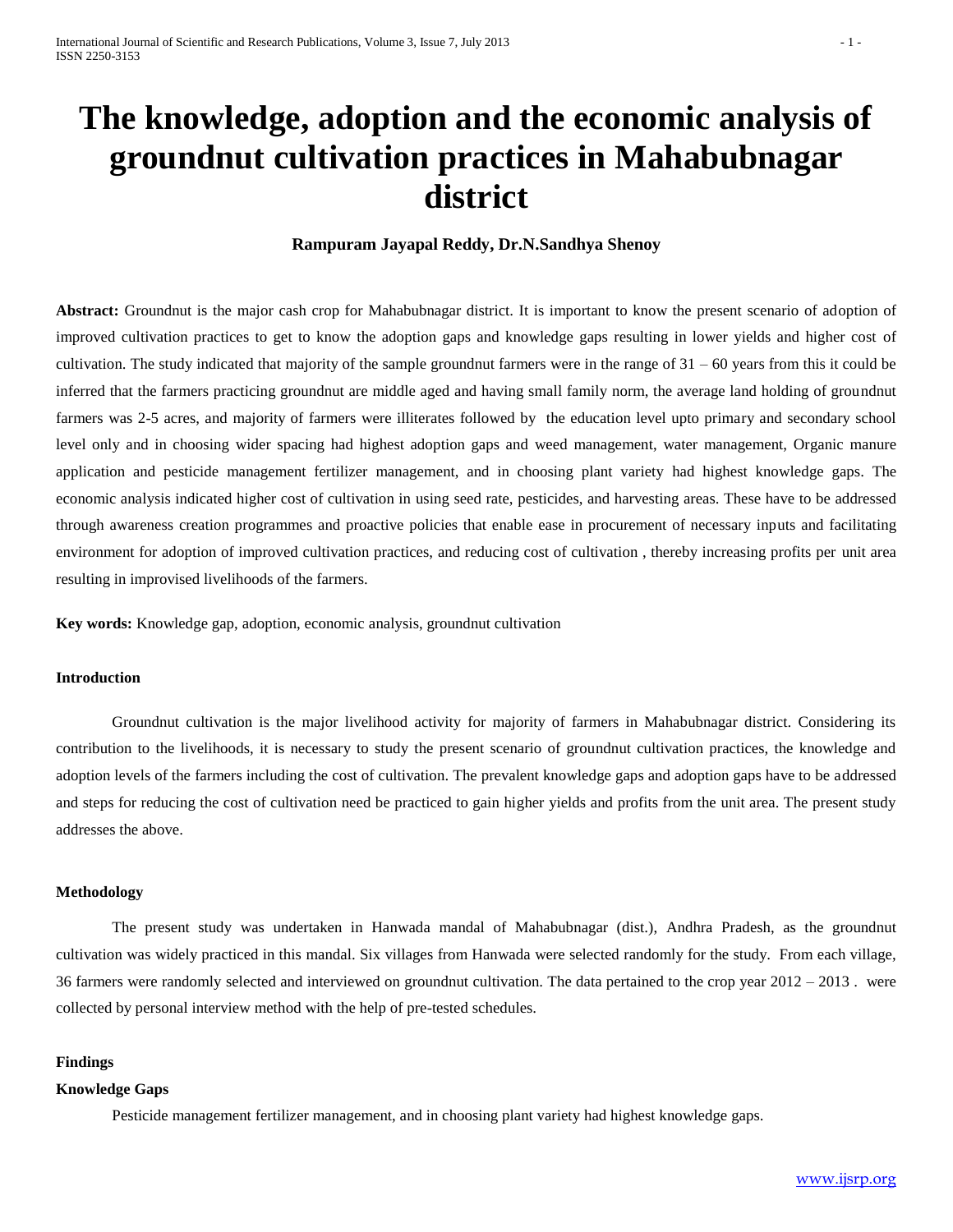# The knowledge, adoption and the economic analysis of groundnut cultivation practices in Mahabubnagar district

**Rampuram Jayapal Reddy, Dr.N.Sandhya Shenoy**

**Abstract:** Groundnut is the major cash crop for Mahabubnagar district. It is important to know the present scenario of adoption of improved cultivation practices to get to know the adoption gaps and knowledge gaps resulting in lower yields and higher cost of cultivation. The study indicated that majority of the sample groundnut farmers were in the range of 31 – 60 years from this it could be inferred that the farmers practicing groundnut are middle aged and having small family norm, the average land holding of groundnut farmers was 2-5 acres, and majority of farmers were illiterates followed by the education level upto primary and secondary school level only and in choosing wider spacing had highest adoption gaps and weed management, water management, Organic manure application and pesticide management fertilizer management, and in choosing plant variety had highest knowledge gaps. The economic analysis indicated higher cost of cultivation in using seed rate, pesticides, and harvesting areas. These have to be addressed through awareness creation programmes and proactive policies that enable ease in procurement of necessary inputs and facilitating environment for adoption of improved cultivation practices, and reducing cost of cultivation , thereby increasing profits per unit area resulting in improvised livelihoods of the farmers.

**Key words:** Knowledge gap, adoption, economic analysis, groundnut cultivation

### Introduction

Groundnut cultivation is the major livelihood activity for majority of farmers in Mahabubnagar district. Considering its contribution to the livelihoods, it is necessary to study the present scenario of groundnut cultivation practices, the knowledge and adoption levels of the farmers including the cost of cultivation. The prevalent knowledge gaps and adoption gaps have to be addressed and steps for reducing the cost of cultivation need be practiced to gain higher yields and profits from the unit area. The present study addresses the above.

### Methodology

The present study was undertaken in Hanwada mandal of Mahabubnagar (dist.), Andhra Pradesh, as the groundnut cultivation was widely practiced in this mandal. Six villages from Hanwada were selected randomly for the study. From each village, 36 farmers were randomly selected and interviewed on groundnut cultivation. The data pertained to the crop year 2012 – 2013 . were collected by personal interview method with the help of pre-tested schedules.

### Findings

#### Knowledge Gaps

Pesticide management fertilizer management, and in choosing plant variety had highest knowledge gaps.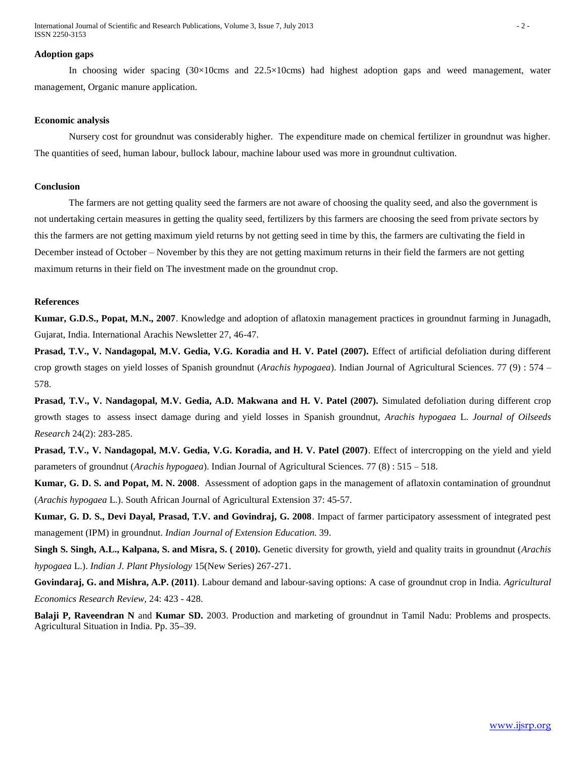**Adoption gaps**

In choosing wider spacing (30×10cms and 22.5×10cms) had highest adoption gaps and weed management, water management, Organic manure application.

**Economic analysis**

Nursery cost for groundnut was considerably higher. The expenditure made on chemical fertilizer in groundnut was higher. The quantities of seed, human labour, bullock labour, machine labour used was more in groundnut cultivation.

**Conclusion**

The farmers are not getting quality seed the farmers are not aware of choosing the quality seed, and also the government is not undertaking certain measures in getting the quality seed, fertilizers by this farmers are choosing the seed from private sectors by this the farmers are not getting maximum yield returns by not getting seed in time by this, the farmers are cultivating the field in December instead of October – November by this they are not getting maximum returns in their field the farmers are not getting maximum returns in their field on The investment made on the groundnut crop.

**References**

**Kumar, G.D.S., Popat, M.N., 2007**. Knowledge and adoption of aflatoxin management practices in groundnut farming in Junagadh, Gujarat, India. International Arachis Newsletter 27, 46-47.

**Prasad, T.V., V. Nandagopal, M.V. Gedia, V.G. Koradia and H. V. Patel (2007).** Effect of artificial defoliation during different crop growth stages on yield losses of Spanish groundnut (*Arachis hypogaea*). Indian Journal of Agricultural Sciences. 77 (9) : 574 – 578.

**Prasad, T.V., V. Nandagopal, M.V. Gedia, A.D. Makwana and H. V. Patel (2007).** Simulated defoliation during different crop growth stages to assess insect damage during and yield losses in Spanish groundnut, *Arachis hypogaea* L. *Journal of Oilseeds Research* 24(2): 283-285.

**Prasad, T.V., V. Nandagopal, M.V. Gedia, V.G. Koradia, and H. V. Patel (2007)**. Effect of intercropping on the yield and yield parameters of groundnut (*Arachis hypogaea*). Indian Journal of Agricultural Sciences. 77 (8) : 515 – 518.

**Kumar, G. D. S. and Popat, M. N. 2008**. Assessment of adoption gaps in the management of aflatoxin contamination of groundnut (*Arachis hypogaea* L.). South African Journal of Agricultural Extension 37: 45-57.

**Kumar, G. D. S., Devi Dayal, Prasad, T.V. and Govindraj, G. 2008**. Impact of farmer participatory assessment of integrated pest management (IPM) in groundnut. *Indian Journal of Extension Education.* 39.

**Singh S. Singh, A.L., Kalpana, S. and Misra, S. ( 2010).** Genetic diversity for growth, yield and quality traits in groundnut (*Arachis hypogaea* L.). *Indian J. Plant Physiology* 15(New Series) 267-271.

**Govindaraj, G. and Mishra, A.P. (2011)**. Labour demand and labour-saving options: A case of groundnut crop in India. *Agricultural Economics Research Review,* 24: 423 - 428.

**Balaji P, Raveendran N** and **Kumar SD.** 2003. Production and marketing of groundnut in Tamil Nadu: Problems and prospects. Agricultural Situation in India. Pp. 35–39.